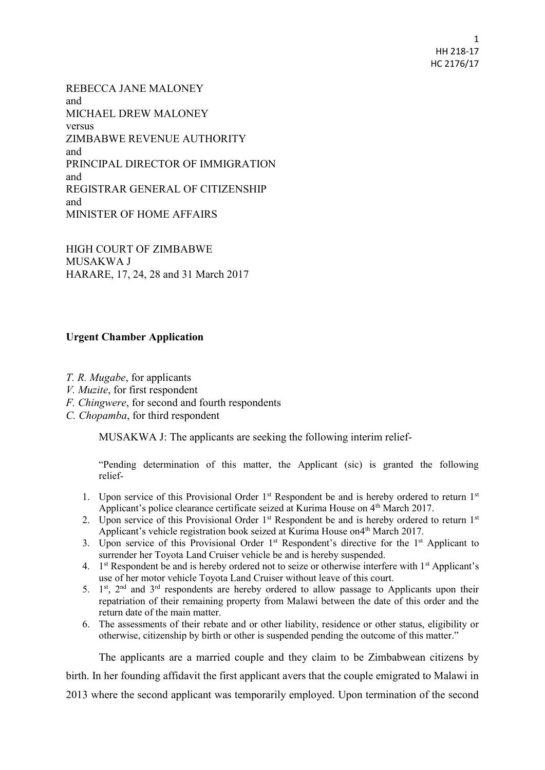REBECCA JANE MALONEY
and
MICHAEL DREW MALONEY
versus
ZIMBABWE REVENUE AUTHORITY
and
PRINCIPAL DIRECTOR OF IMMIGRATION
and
REGISTRAR GENERAL OF CITIZENSHIP
and
MINISTER OF HOME AFFAIRS

HIGH COURT OF ZIMBABWE
MUSAKWA J
HARARE, 17, 24, 28 and 31 March 2017

**Urgent Chamber Application**

*T. R. Mugabe*, for applicants
*V. Muzite*, for first respondent
*F. Chingwere*, for second and fourth respondents
*C. Chopamba*, for third respondent

MUSAKWA J: The applicants are seeking the following interim relief-

> "Pending determination of this matter, the Applicant (sic) is granted the following relief-
>
> 1. Upon service of this Provisional Order 1st Respondent be and is hereby ordered to return 1st Applicant's police clearance certificate seized at Kurima House on 4th March 2017.
> 2. Upon service of this Provisional Order 1st Respondent be and is hereby ordered to return 1st Applicant's vehicle registration book seized at Kurima House on4th March 2017.
> 3. Upon service of this Provisional Order 1st Respondent's directive for the 1st Applicant to surrender her Toyota Land Cruiser vehicle be and is hereby suspended.
> 4. 1st Respondent be and is hereby ordered not to seize or otherwise interfere with 1st Applicant's use of her motor vehicle Toyota Land Cruiser without leave of this court.
> 5. 1st, 2nd and 3rd respondents are hereby ordered to allow passage to Applicants upon their repatriation of their remaining property from Malawi between the date of this order and the return date of the main matter.
> 6. The assessments of their rebate and or other liability, residence or other status, eligibility or otherwise, citizenship by birth or other is suspended pending the outcome of this matter."

The applicants are a married couple and they claim to be Zimbabwean citizens by birth. In her founding affidavit the first applicant avers that the couple emigrated to Malawi in 2013 where the second applicant was temporarily employed. Upon termination of the second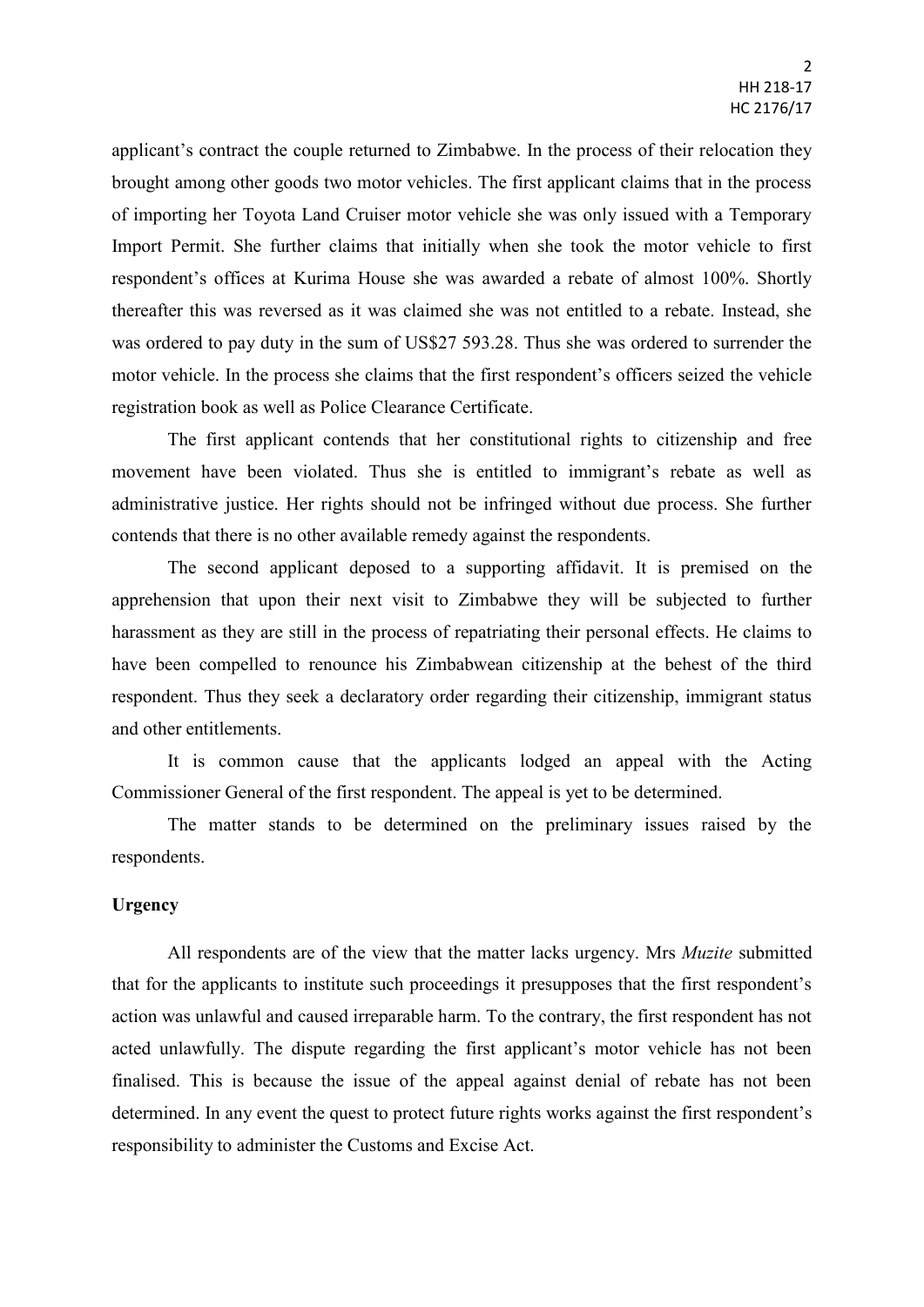applicant's contract the couple returned to Zimbabwe. In the process of their relocation they brought among other goods two motor vehicles. The first applicant claims that in the process of importing her Toyota Land Cruiser motor vehicle she was only issued with a Temporary Import Permit. She further claims that initially when she took the motor vehicle to first respondent's offices at Kurima House she was awarded a rebate of almost 100%. Shortly thereafter this was reversed as it was claimed she was not entitled to a rebate. Instead, she was ordered to pay duty in the sum of US$27 593.28. Thus she was ordered to surrender the motor vehicle. In the process she claims that the first respondent's officers seized the vehicle registration book as well as Police Clearance Certificate.

The first applicant contends that her constitutional rights to citizenship and free movement have been violated. Thus she is entitled to immigrant's rebate as well as administrative justice. Her rights should not be infringed without due process. She further contends that there is no other available remedy against the respondents.

The second applicant deposed to a supporting affidavit. It is premised on the apprehension that upon their next visit to Zimbabwe they will be subjected to further harassment as they are still in the process of repatriating their personal effects. He claims to have been compelled to renounce his Zimbabwean citizenship at the behest of the third respondent. Thus they seek a declaratory order regarding their citizenship, immigrant status and other entitlements.

It is common cause that the applicants lodged an appeal with the Acting Commissioner General of the first respondent. The appeal is yet to be determined.

The matter stands to be determined on the preliminary issues raised by the respondents.

**Urgency**

All respondents are of the view that the matter lacks urgency. Mrs *Muzite* submitted that for the applicants to institute such proceedings it presupposes that the first respondent's action was unlawful and caused irreparable harm. To the contrary, the first respondent has not acted unlawfully. The dispute regarding the first applicant's motor vehicle has not been finalised. This is because the issue of the appeal against denial of rebate has not been determined. In any event the quest to protect future rights works against the first respondent's responsibility to administer the Customs and Excise Act.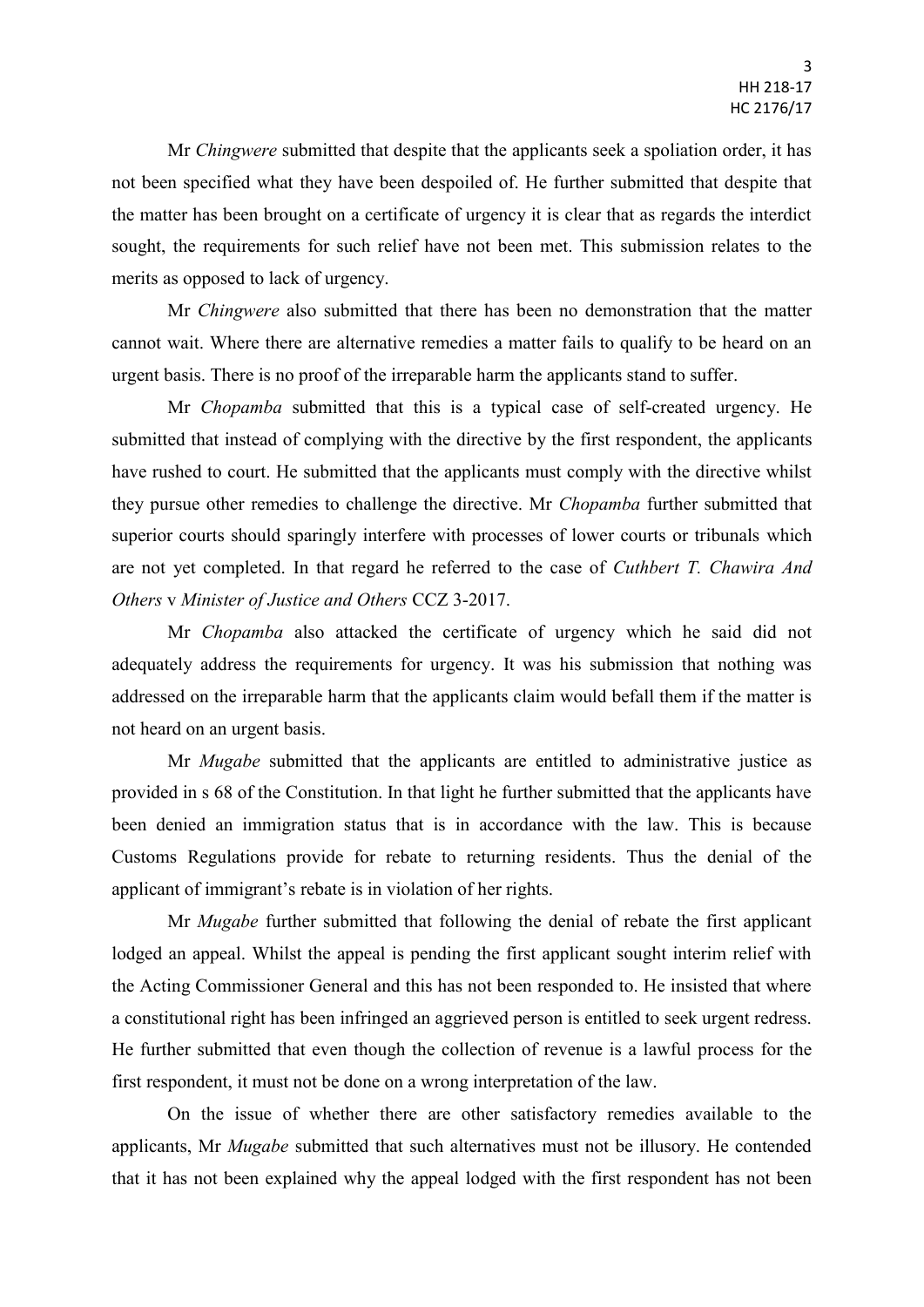Mr *Chingwere* submitted that despite that the applicants seek a spoliation order, it has not been specified what they have been despoiled of. He further submitted that despite that the matter has been brought on a certificate of urgency it is clear that as regards the interdict sought, the requirements for such relief have not been met. This submission relates to the merits as opposed to lack of urgency.

Mr *Chingwere* also submitted that there has been no demonstration that the matter cannot wait. Where there are alternative remedies a matter fails to qualify to be heard on an urgent basis. There is no proof of the irreparable harm the applicants stand to suffer.

Mr *Chopamba* submitted that this is a typical case of self-created urgency. He submitted that instead of complying with the directive by the first respondent, the applicants have rushed to court. He submitted that the applicants must comply with the directive whilst they pursue other remedies to challenge the directive. Mr *Chopamba* further submitted that superior courts should sparingly interfere with processes of lower courts or tribunals which are not yet completed. In that regard he referred to the case of *Cuthbert T. Chawira And Others* v *Minister of Justice and Others* CCZ 3-2017.

Mr *Chopamba* also attacked the certificate of urgency which he said did not adequately address the requirements for urgency. It was his submission that nothing was addressed on the irreparable harm that the applicants claim would befall them if the matter is not heard on an urgent basis.

Mr *Mugabe* submitted that the applicants are entitled to administrative justice as provided in s 68 of the Constitution. In that light he further submitted that the applicants have been denied an immigration status that is in accordance with the law. This is because Customs Regulations provide for rebate to returning residents. Thus the denial of the applicant of immigrant's rebate is in violation of her rights.

Mr *Mugabe* further submitted that following the denial of rebate the first applicant lodged an appeal. Whilst the appeal is pending the first applicant sought interim relief with the Acting Commissioner General and this has not been responded to. He insisted that where a constitutional right has been infringed an aggrieved person is entitled to seek urgent redress. He further submitted that even though the collection of revenue is a lawful process for the first respondent, it must not be done on a wrong interpretation of the law.

On the issue of whether there are other satisfactory remedies available to the applicants, Mr *Mugabe* submitted that such alternatives must not be illusory. He contended that it has not been explained why the appeal lodged with the first respondent has not been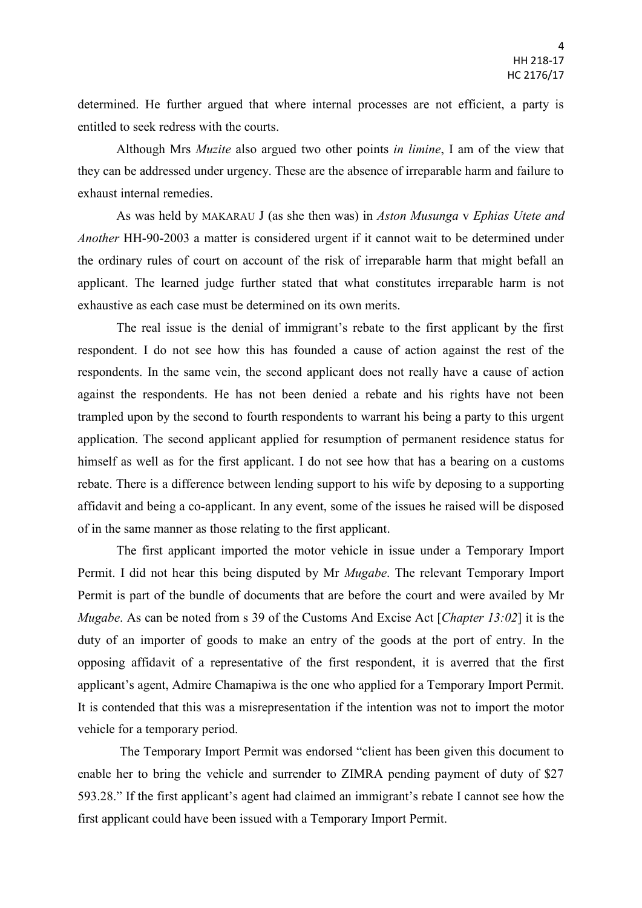determined. He further argued that where internal processes are not efficient, a party is entitled to seek redress with the courts.

Although Mrs *Muzite* also argued two other points *in limine*, I am of the view that they can be addressed under urgency. These are the absence of irreparable harm and failure to exhaust internal remedies.

As was held by MAKARAU J (as she then was) in *Aston Musunga* v *Ephias Utete and Another* HH-90-2003 a matter is considered urgent if it cannot wait to be determined under the ordinary rules of court on account of the risk of irreparable harm that might befall an applicant. The learned judge further stated that what constitutes irreparable harm is not exhaustive as each case must be determined on its own merits.

The real issue is the denial of immigrant's rebate to the first applicant by the first respondent. I do not see how this has founded a cause of action against the rest of the respondents. In the same vein, the second applicant does not really have a cause of action against the respondents. He has not been denied a rebate and his rights have not been trampled upon by the second to fourth respondents to warrant his being a party to this urgent application. The second applicant applied for resumption of permanent residence status for himself as well as for the first applicant. I do not see how that has a bearing on a customs rebate. There is a difference between lending support to his wife by deposing to a supporting affidavit and being a co-applicant. In any event, some of the issues he raised will be disposed of in the same manner as those relating to the first applicant.

The first applicant imported the motor vehicle in issue under a Temporary Import Permit. I did not hear this being disputed by Mr *Mugabe*. The relevant Temporary Import Permit is part of the bundle of documents that are before the court and were availed by Mr *Mugabe*. As can be noted from s 39 of the Customs And Excise Act [*Chapter 13:02*] it is the duty of an importer of goods to make an entry of the goods at the port of entry. In the opposing affidavit of a representative of the first respondent, it is averred that the first applicant's agent, Admire Chamapiwa is the one who applied for a Temporary Import Permit. It is contended that this was a misrepresentation if the intention was not to import the motor vehicle for a temporary period.

The Temporary Import Permit was endorsed "client has been given this document to enable her to bring the vehicle and surrender to ZIMRA pending payment of duty of $27 593.28." If the first applicant's agent had claimed an immigrant's rebate I cannot see how the first applicant could have been issued with a Temporary Import Permit.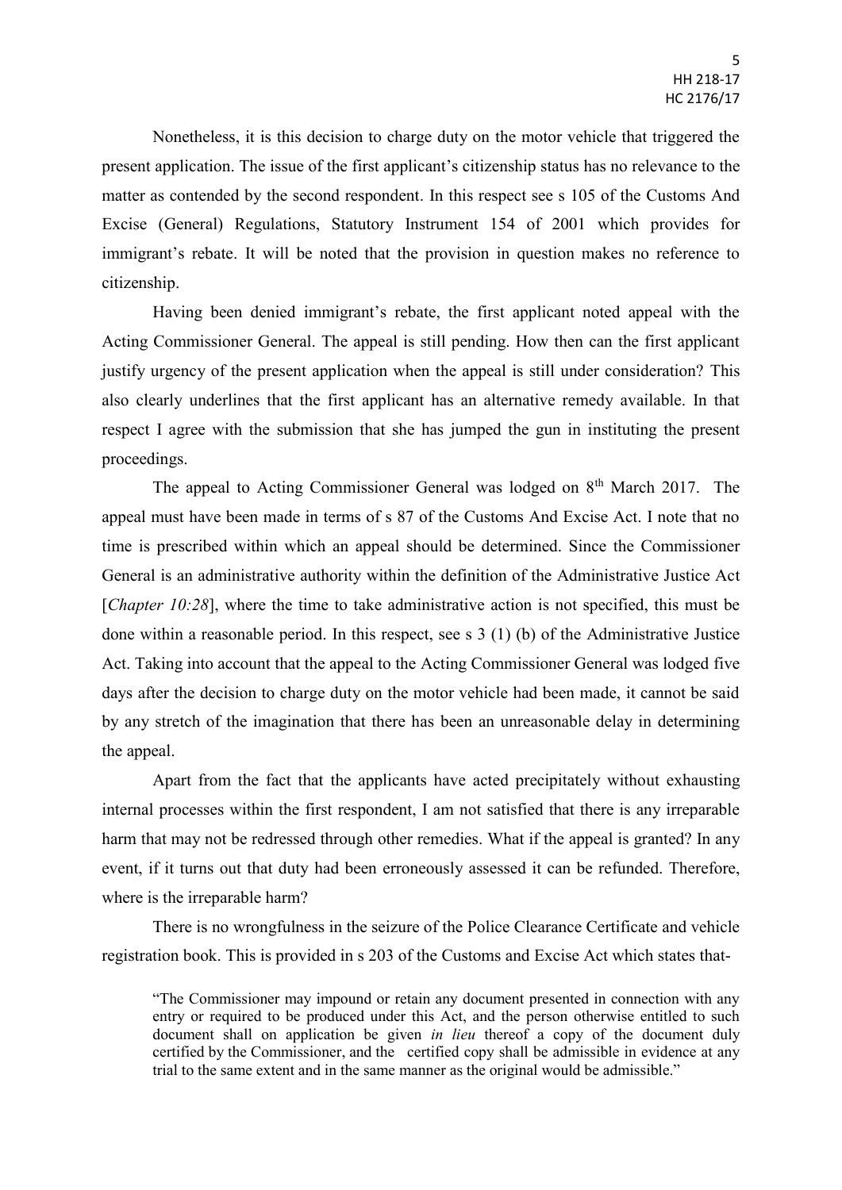Nonetheless, it is this decision to charge duty on the motor vehicle that triggered the present application. The issue of the first applicant's citizenship status has no relevance to the matter as contended by the second respondent. In this respect see s 105 of the Customs And Excise (General) Regulations, Statutory Instrument 154 of 2001 which provides for immigrant's rebate. It will be noted that the provision in question makes no reference to citizenship.

Having been denied immigrant's rebate, the first applicant noted appeal with the Acting Commissioner General. The appeal is still pending. How then can the first applicant justify urgency of the present application when the appeal is still under consideration? This also clearly underlines that the first applicant has an alternative remedy available. In that respect I agree with the submission that she has jumped the gun in instituting the present proceedings.

The appeal to Acting Commissioner General was lodged on 8th March 2017. The appeal must have been made in terms of s 87 of the Customs And Excise Act. I note that no time is prescribed within which an appeal should be determined. Since the Commissioner General is an administrative authority within the definition of the Administrative Justice Act [*Chapter 10:28*], where the time to take administrative action is not specified, this must be done within a reasonable period. In this respect, see s 3 (1) (b) of the Administrative Justice Act. Taking into account that the appeal to the Acting Commissioner General was lodged five days after the decision to charge duty on the motor vehicle had been made, it cannot be said by any stretch of the imagination that there has been an unreasonable delay in determining the appeal.

Apart from the fact that the applicants have acted precipitately without exhausting internal processes within the first respondent, I am not satisfied that there is any irreparable harm that may not be redressed through other remedies. What if the appeal is granted? In any event, if it turns out that duty had been erroneously assessed it can be refunded. Therefore, where is the irreparable harm?

There is no wrongfulness in the seizure of the Police Clearance Certificate and vehicle registration book. This is provided in s 203 of the Customs and Excise Act which states that-

> "The Commissioner may impound or retain any document presented in connection with any entry or required to be produced under this Act, and the person otherwise entitled to such document shall on application be given *in lieu* thereof a copy of the document duly certified by the Commissioner, and the certified copy shall be admissible in evidence at any trial to the same extent and in the same manner as the original would be admissible."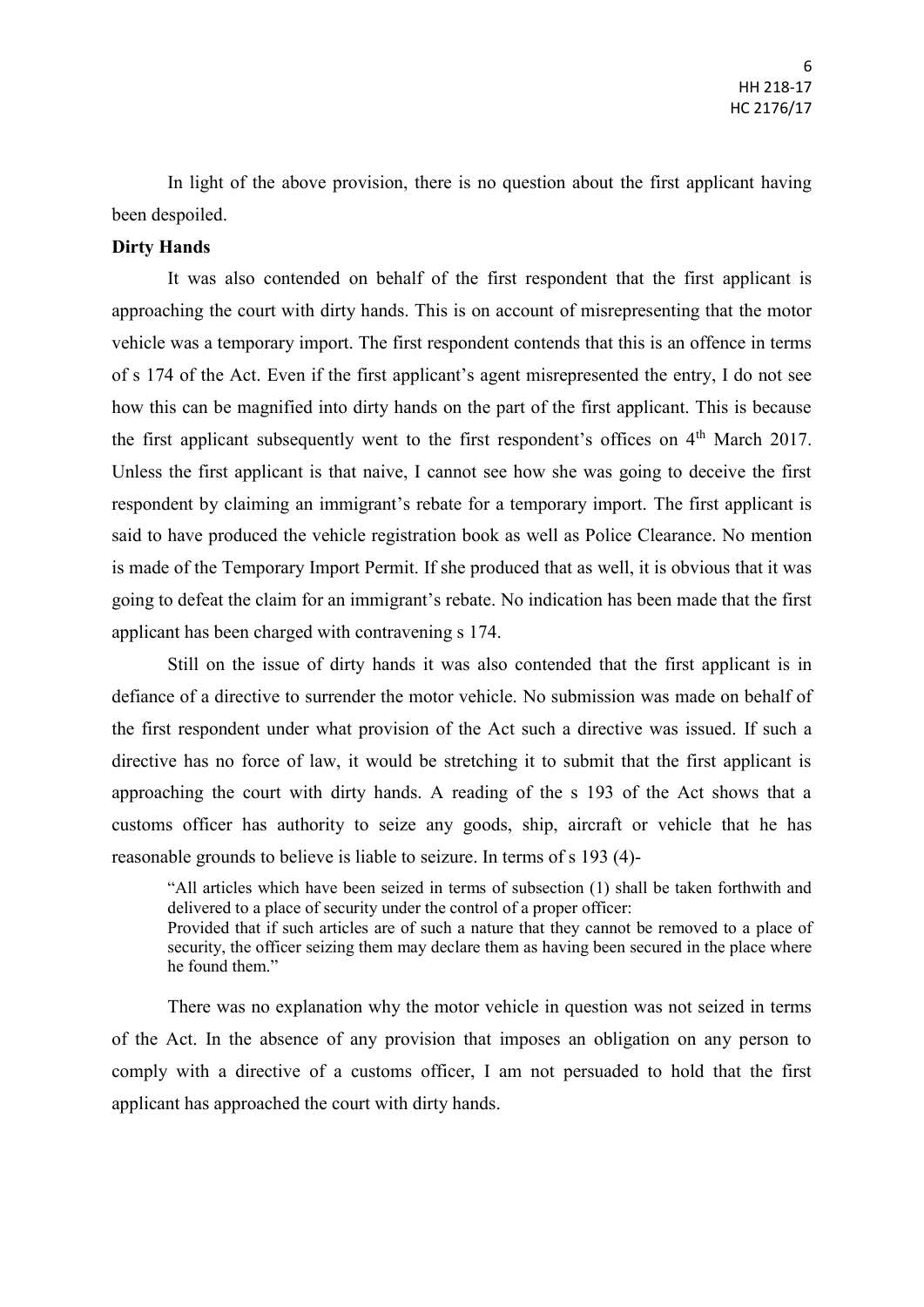In light of the above provision, there is no question about the first applicant having been despoiled.

**Dirty Hands**

It was also contended on behalf of the first respondent that the first applicant is approaching the court with dirty hands. This is on account of misrepresenting that the motor vehicle was a temporary import. The first respondent contends that this is an offence in terms of s 174 of the Act. Even if the first applicant's agent misrepresented the entry, I do not see how this can be magnified into dirty hands on the part of the first applicant. This is because the first applicant subsequently went to the first respondent's offices on 4th March 2017. Unless the first applicant is that naive, I cannot see how she was going to deceive the first respondent by claiming an immigrant's rebate for a temporary import. The first applicant is said to have produced the vehicle registration book as well as Police Clearance. No mention is made of the Temporary Import Permit. If she produced that as well, it is obvious that it was going to defeat the claim for an immigrant's rebate. No indication has been made that the first applicant has been charged with contravening s 174.

Still on the issue of dirty hands it was also contended that the first applicant is in defiance of a directive to surrender the motor vehicle. No submission was made on behalf of the first respondent under what provision of the Act such a directive was issued. If such a directive has no force of law, it would be stretching it to submit that the first applicant is approaching the court with dirty hands. A reading of the s 193 of the Act shows that a customs officer has authority to seize any goods, ship, aircraft or vehicle that he has reasonable grounds to believe is liable to seizure. In terms of s 193 (4)-

> "All articles which have been seized in terms of subsection (1) shall be taken forthwith and delivered to a place of security under the control of a proper officer:
> Provided that if such articles are of such a nature that they cannot be removed to a place of security, the officer seizing them may declare them as having been secured in the place where he found them."

There was no explanation why the motor vehicle in question was not seized in terms of the Act. In the absence of any provision that imposes an obligation on any person to comply with a directive of a customs officer, I am not persuaded to hold that the first applicant has approached the court with dirty hands.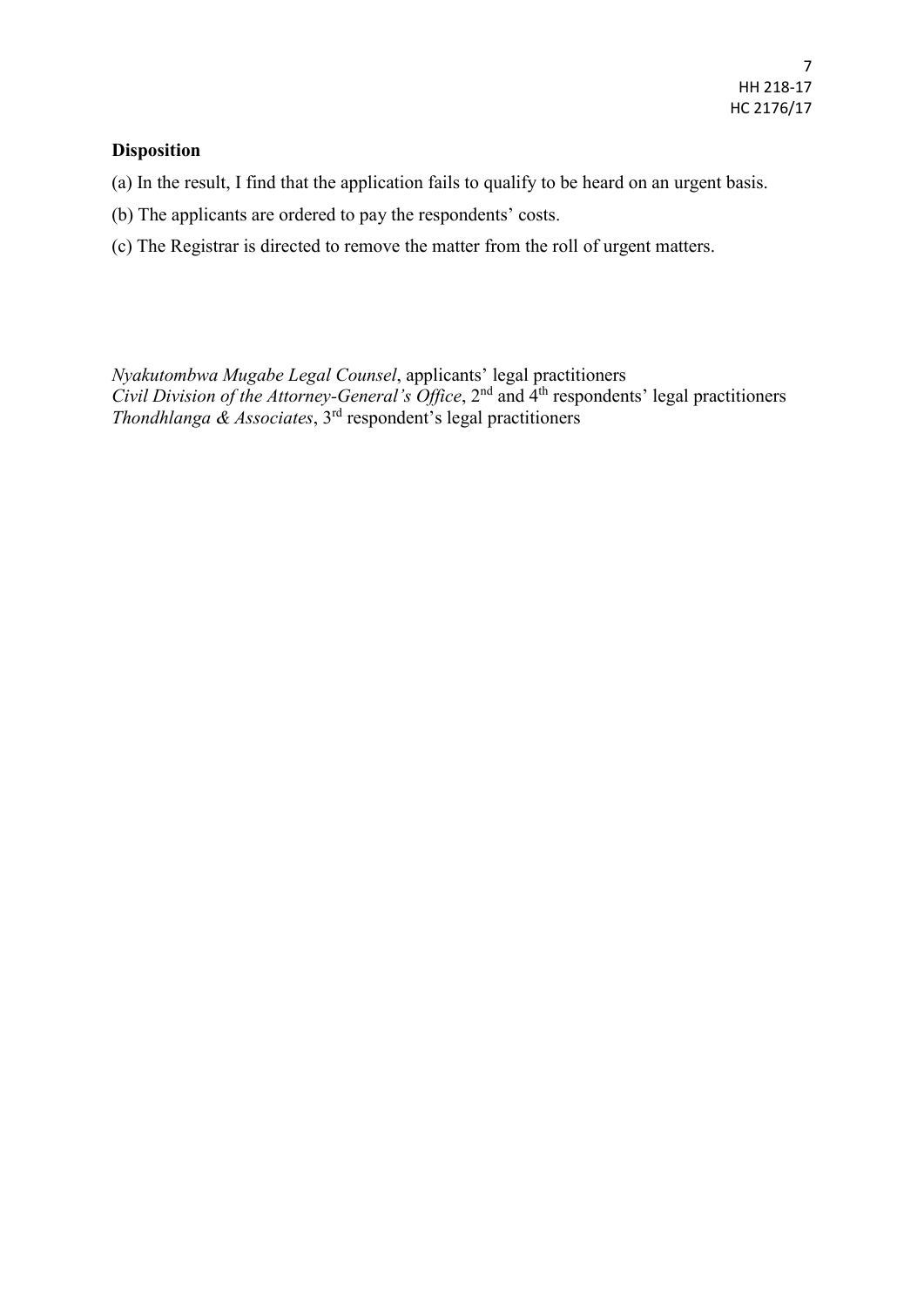**Disposition**

(a) In the result, I find that the application fails to qualify to be heard on an urgent basis.

(b) The applicants are ordered to pay the respondents' costs.

(c) The Registrar is directed to remove the matter from the roll of urgent matters.

*Nyakutombwa Mugabe Legal Counsel*, applicants' legal practitioners
*Civil Division of the Attorney-General's Office*, 2nd and 4th respondents' legal practitioners
*Thondhlanga & Associates*, 3rd respondent's legal practitioners